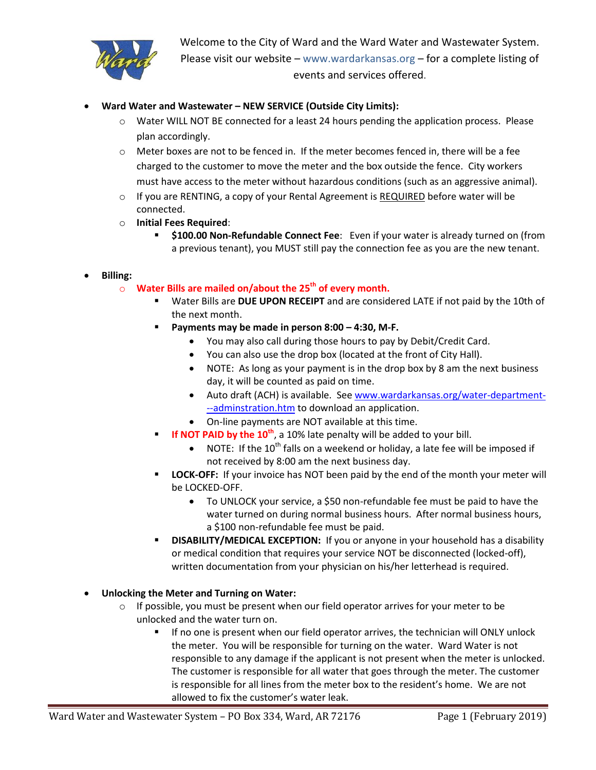Welcome to the City of Ward and the Ward Water and Wastewater System. Please visit our website – www.wardarkansas.org – for a complete listing of events and services offered.

- **Ward Water and Wastewater – NEW SERVICE (Outside City Limits):**
  - Water WILL NOT BE connected for a least 24 hours pending the application process. Please plan accordingly.
  - Meter boxes are not to be fenced in. If the meter becomes fenced in, there will be a fee charged to the customer to move the meter and the box outside the fence. City workers must have access to the meter without hazardous conditions (such as an aggressive animal).
  - If you are RENTING, a copy of your Rental Agreement is REQUIRED before water will be connected.
  - **Initial Fees Required**:
    - **$100.00 Non-Refundable Connect Fee**: Even if your water is already turned on (from a previous tenant), you MUST still pay the connection fee as you are the new tenant.

- **Billing:**
  - **Water Bills are mailed on/about the 25th of every month.**
    - Water Bills are **DUE UPON RECEIPT** and are considered LATE if not paid by the 10th of the next month.
    - **Payments may be made in person 8:00 – 4:30, M-F.**
      - You may also call during those hours to pay by Debit/Credit Card.
      - You can also use the drop box (located at the front of City Hall).
      - NOTE: As long as your payment is in the drop box by 8 am the next business day, it will be counted as paid on time.
      - Auto draft (ACH) is available. See www.wardarkansas.org/water-department---adminstration.htm to download an application.
      - On-line payments are NOT available at this time.
    - **If NOT PAID by the 10th**, a 10% late penalty will be added to your bill.
      - NOTE: If the 10th falls on a weekend or holiday, a late fee will be imposed if not received by 8:00 am the next business day.
    - **LOCK-OFF:** If your invoice has NOT been paid by the end of the month your meter will be LOCKED-OFF.
      - To UNLOCK your service, a $50 non-refundable fee must be paid to have the water turned on during normal business hours. After normal business hours, a $100 non-refundable fee must be paid.
    - **DISABILITY/MEDICAL EXCEPTION:** If you or anyone in your household has a disability or medical condition that requires your service NOT be disconnected (locked-off), written documentation from your physician on his/her letterhead is required.

- **Unlocking the Meter and Turning on Water:**
  - If possible, you must be present when our field operator arrives for your meter to be unlocked and the water turn on.
    - If no one is present when our field operator arrives, the technician will ONLY unlock the meter. You will be responsible for turning on the water. Ward Water is not responsible to any damage if the applicant is not present when the meter is unlocked. The customer is responsible for all water that goes through the meter. The customer is responsible for all lines from the meter box to the resident's home. We are not allowed to fix the customer's water leak.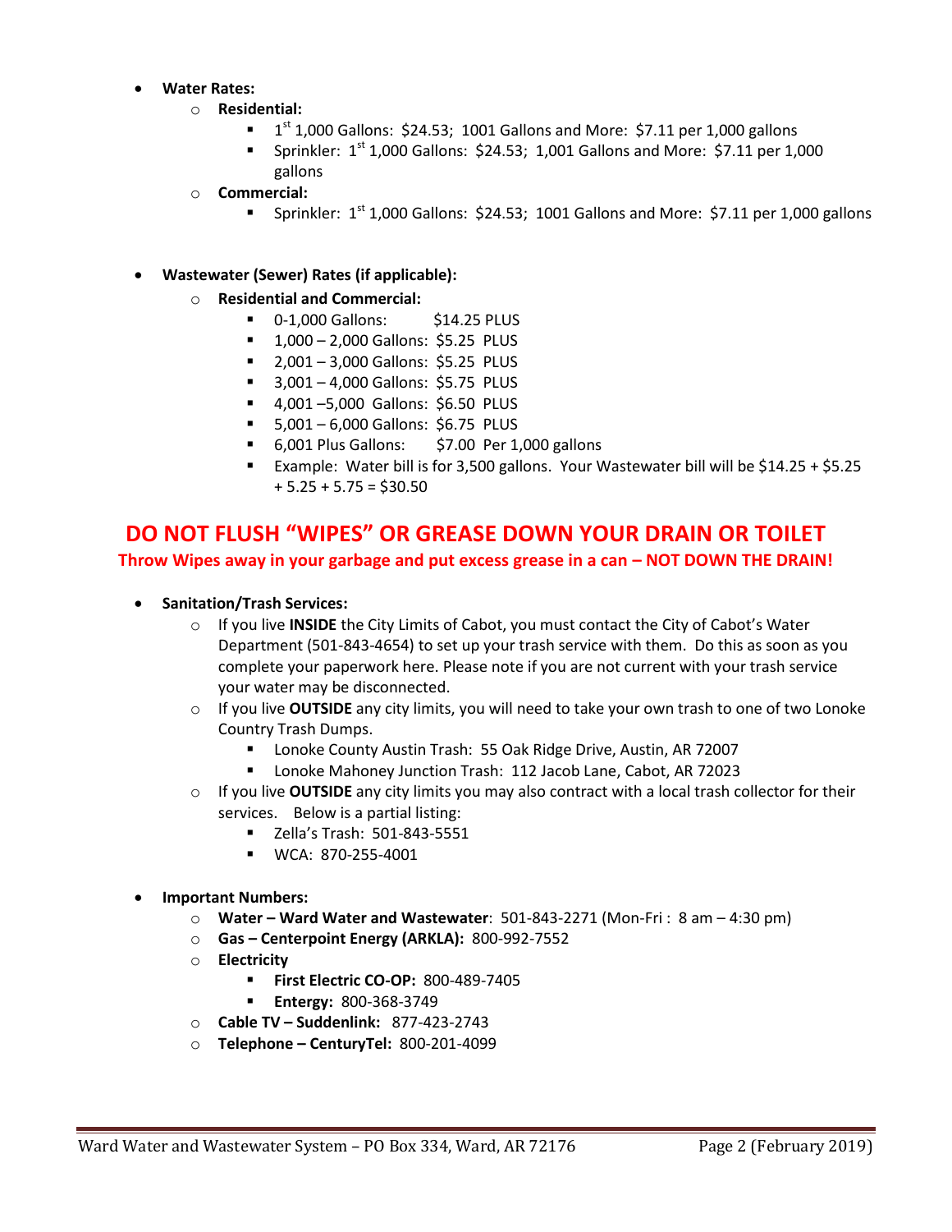- **Water Rates:**
  - **Residential:**
    - 1st 1,000 Gallons: \$24.53; 1001 Gallons and More: \$7.11 per 1,000 gallons
    - Sprinkler: 1st 1,000 Gallons: \$24.53; 1,001 Gallons and More: \$7.11 per 1,000 gallons
  - **Commercial:**
    - Sprinkler: 1st 1,000 Gallons: \$24.53; 1001 Gallons and More: \$7.11 per 1,000 gallons

- **Wastewater (Sewer) Rates (if applicable):**
  - **Residential and Commercial:**
    - 0-1,000 Gallons: \$14.25 PLUS
    - 1,000 – 2,000 Gallons: \$5.25 PLUS
    - 2,001 – 3,000 Gallons: \$5.25 PLUS
    - 3,001 – 4,000 Gallons: \$5.75 PLUS
    - 4,001 –5,000 Gallons: \$6.50 PLUS
    - 5,001 – 6,000 Gallons: \$6.75 PLUS
    - 6,001 Plus Gallons: \$7.00 Per 1,000 gallons
    - Example: Water bill is for 3,500 gallons. Your Wastewater bill will be \$14.25 + \$5.25 + 5.25 + 5.75 = \$30.50

## DO NOT FLUSH "WIPES" OR GREASE DOWN YOUR DRAIN OR TOILET

**Throw Wipes away in your garbage and put excess grease in a can – NOT DOWN THE DRAIN!**

- **Sanitation/Trash Services:**
  - If you live **INSIDE** the City Limits of Cabot, you must contact the City of Cabot's Water Department (501-843-4654) to set up your trash service with them. Do this as soon as you complete your paperwork here. Please note if you are not current with your trash service your water may be disconnected.
  - If you live **OUTSIDE** any city limits, you will need to take your own trash to one of two Lonoke Country Trash Dumps.
    - Lonoke County Austin Trash: 55 Oak Ridge Drive, Austin, AR 72007
    - Lonoke Mahoney Junction Trash: 112 Jacob Lane, Cabot, AR 72023
  - If you live **OUTSIDE** any city limits you may also contract with a local trash collector for their services. Below is a partial listing:
    - Zella's Trash: 501-843-5551
    - WCA: 870-255-4001

- **Important Numbers:**
  - **Water – Ward Water and Wastewater**: 501-843-2271 (Mon-Fri : 8 am – 4:30 pm)
  - **Gas – Centerpoint Energy (ARKLA):** 800-992-7552
  - **Electricity**
    - **First Electric CO-OP:** 800-489-7405
    - **Entergy:** 800-368-3749
  - **Cable TV – Suddenlink:** 877-423-2743
  - **Telephone – CenturyTel:** 800-201-4099